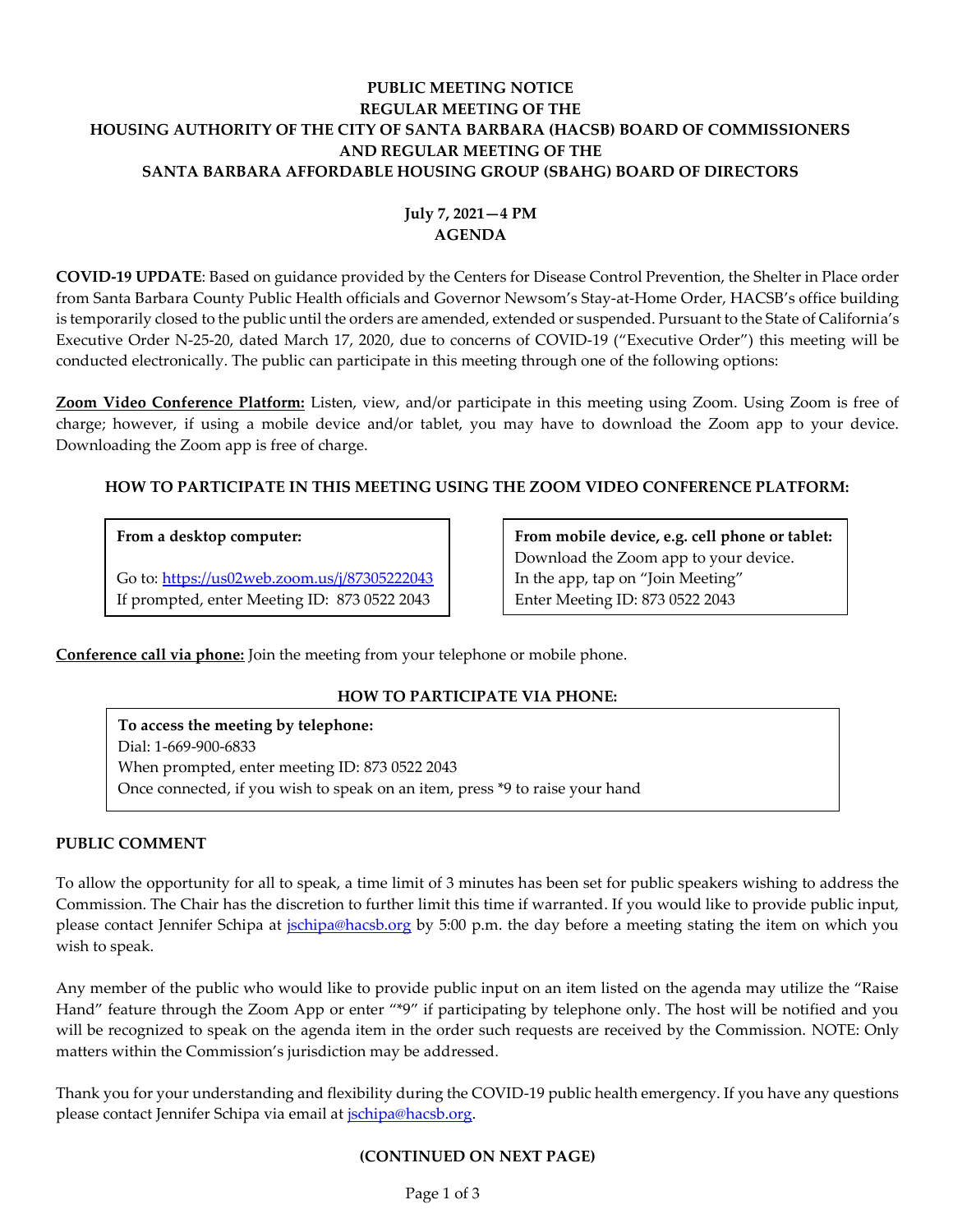**PUBLIC MEETING NOTICE**
**REGULAR MEETING OF THE**
**HOUSING AUTHORITY OF THE CITY OF SANTA BARBARA (HACSB) BOARD OF COMMISSIONERS**
**AND REGULAR MEETING OF THE**
**SANTA BARBARA AFFORDABLE HOUSING GROUP (SBAHG) BOARD OF DIRECTORS**

**July 7, 2021—4 PM**
**AGENDA**

**COVID-19 UPDATE**: Based on guidance provided by the Centers for Disease Control Prevention, the Shelter in Place order from Santa Barbara County Public Health officials and Governor Newsom's Stay-at-Home Order, HACSB's office building is temporarily closed to the public until the orders are amended, extended or suspended. Pursuant to the State of California's Executive Order N-25-20, dated March 17, 2020, due to concerns of COVID-19 ("Executive Order") this meeting will be conducted electronically. The public can participate in this meeting through one of the following options:

**Zoom Video Conference Platform:** Listen, view, and/or participate in this meeting using Zoom. Using Zoom is free of charge; however, if using a mobile device and/or tablet, you may have to download the Zoom app to your device. Downloading the Zoom app is free of charge.

**HOW TO PARTICIPATE IN THIS MEETING USING THE ZOOM VIDEO CONFERENCE PLATFORM:**

**From a desktop computer:**

Go to: https://us02web.zoom.us/j/87305222043
If prompted, enter Meeting ID: 873 0522 2043

**From mobile device, e.g. cell phone or tablet:**
Download the Zoom app to your device.
In the app, tap on "Join Meeting"
Enter Meeting ID: 873 0522 2043

**Conference call via phone:** Join the meeting from your telephone or mobile phone.

**HOW TO PARTICIPATE VIA PHONE:**

**To access the meeting by telephone:**
Dial: 1-669-900-6833
When prompted, enter meeting ID: 873 0522 2043
Once connected, if you wish to speak on an item, press *9 to raise your hand

**PUBLIC COMMENT**

To allow the opportunity for all to speak, a time limit of 3 minutes has been set for public speakers wishing to address the Commission. The Chair has the discretion to further limit this time if warranted. If you would like to provide public input, please contact Jennifer Schipa at jschipa@hacsb.org by 5:00 p.m. the day before a meeting stating the item on which you wish to speak.

Any member of the public who would like to provide public input on an item listed on the agenda may utilize the "Raise Hand" feature through the Zoom App or enter "*9" if participating by telephone only. The host will be notified and you will be recognized to speak on the agenda item in the order such requests are received by the Commission. NOTE: Only matters within the Commission's jurisdiction may be addressed.

Thank you for your understanding and flexibility during the COVID-19 public health emergency. If you have any questions please contact Jennifer Schipa via email at jschipa@hacsb.org.

**(CONTINUED ON NEXT PAGE)**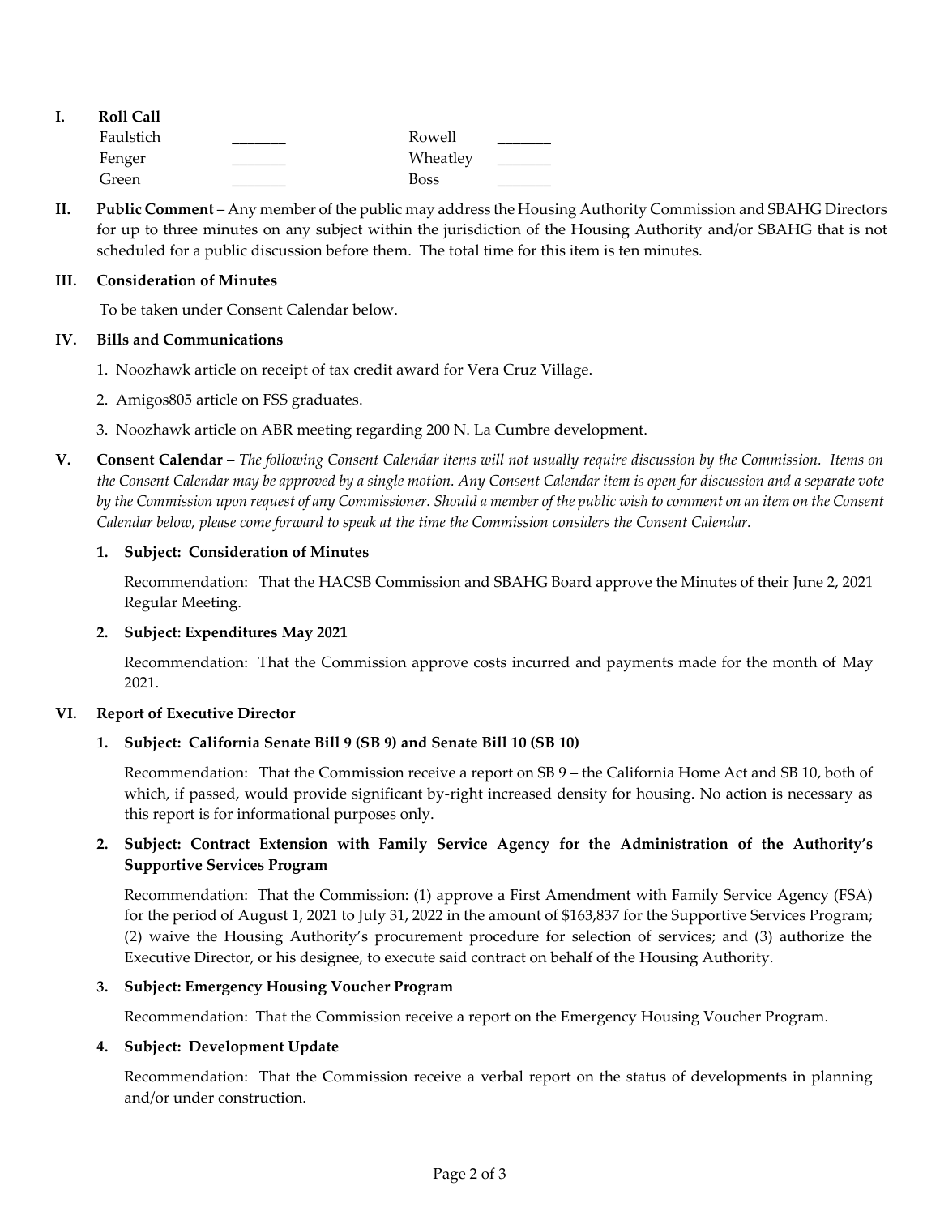## I. Roll Call

| | | | |
|---|---|---|---|
| Faulstich | _______ | Rowell | _______ |
| Fenger | _______ | Wheatley | _______ |
| Green | _______ | Boss | _______ |

## II. Public Comment

**Public Comment** – Any member of the public may address the Housing Authority Commission and SBAHG Directors for up to three minutes on any subject within the jurisdiction of the Housing Authority and/or SBAHG that is not scheduled for a public discussion before them. The total time for this item is ten minutes.

## III. Consideration of Minutes

To be taken under Consent Calendar below.

## IV. Bills and Communications

1. Noozhawk article on receipt of tax credit award for Vera Cruz Village.
2. Amigos805 article on FSS graduates.
3. Noozhawk article on ABR meeting regarding 200 N. La Cumbre development.

## V. Consent Calendar

**Consent Calendar** – *The following Consent Calendar items will not usually require discussion by the Commission. Items on the Consent Calendar may be approved by a single motion. Any Consent Calendar item is open for discussion and a separate vote by the Commission upon request of any Commissioner. Should a member of the public wish to comment on an item on the Consent Calendar below, please come forward to speak at the time the Commission considers the Consent Calendar.*

**1. Subject: Consideration of Minutes**

Recommendation: That the HACSB Commission and SBAHG Board approve the Minutes of their June 2, 2021 Regular Meeting.

**2. Subject: Expenditures May 2021**

Recommendation: That the Commission approve costs incurred and payments made for the month of May 2021.

## VI. Report of Executive Director

**1. Subject: California Senate Bill 9 (SB 9) and Senate Bill 10 (SB 10)**

Recommendation: That the Commission receive a report on SB 9 – the California Home Act and SB 10, both of which, if passed, would provide significant by-right increased density for housing. No action is necessary as this report is for informational purposes only.

**2. Subject: Contract Extension with Family Service Agency for the Administration of the Authority's Supportive Services Program**

Recommendation: That the Commission: (1) approve a First Amendment with Family Service Agency (FSA) for the period of August 1, 2021 to July 31, 2022 in the amount of $163,837 for the Supportive Services Program; (2) waive the Housing Authority's procurement procedure for selection of services; and (3) authorize the Executive Director, or his designee, to execute said contract on behalf of the Housing Authority.

**3. Subject: Emergency Housing Voucher Program**

Recommendation: That the Commission receive a report on the Emergency Housing Voucher Program.

**4. Subject: Development Update**

Recommendation: That the Commission receive a verbal report on the status of developments in planning and/or under construction.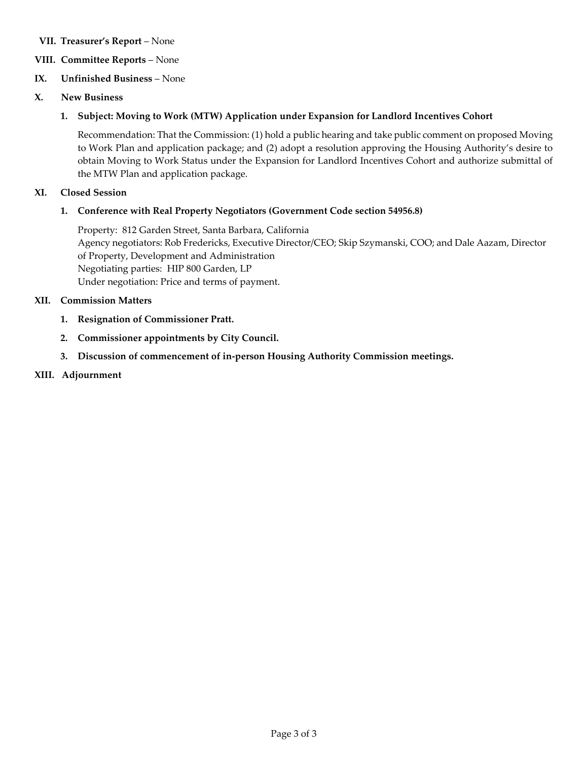**VII. Treasurer's Report** – None

**VIII. Committee Reports** – None

**IX. Unfinished Business** – None

**X. New Business**

1. **Subject: Moving to Work (MTW) Application under Expansion for Landlord Incentives Cohort**

   Recommendation: That the Commission: (1) hold a public hearing and take public comment on proposed Moving to Work Plan and application package; and (2) adopt a resolution approving the Housing Authority's desire to obtain Moving to Work Status under the Expansion for Landlord Incentives Cohort and authorize submittal of the MTW Plan and application package.

**XI. Closed Session**

1. **Conference with Real Property Negotiators (Government Code section 54956.8)**

   Property: 812 Garden Street, Santa Barbara, California
   Agency negotiators: Rob Fredericks, Executive Director/CEO; Skip Szymanski, COO; and Dale Aazam, Director of Property, Development and Administration
   Negotiating parties: HIP 800 Garden, LP
   Under negotiation: Price and terms of payment.

**XII. Commission Matters**

1. **Resignation of Commissioner Pratt.**
2. **Commissioner appointments by City Council.**
3. **Discussion of commencement of in-person Housing Authority Commission meetings.**

**XIII. Adjournment**